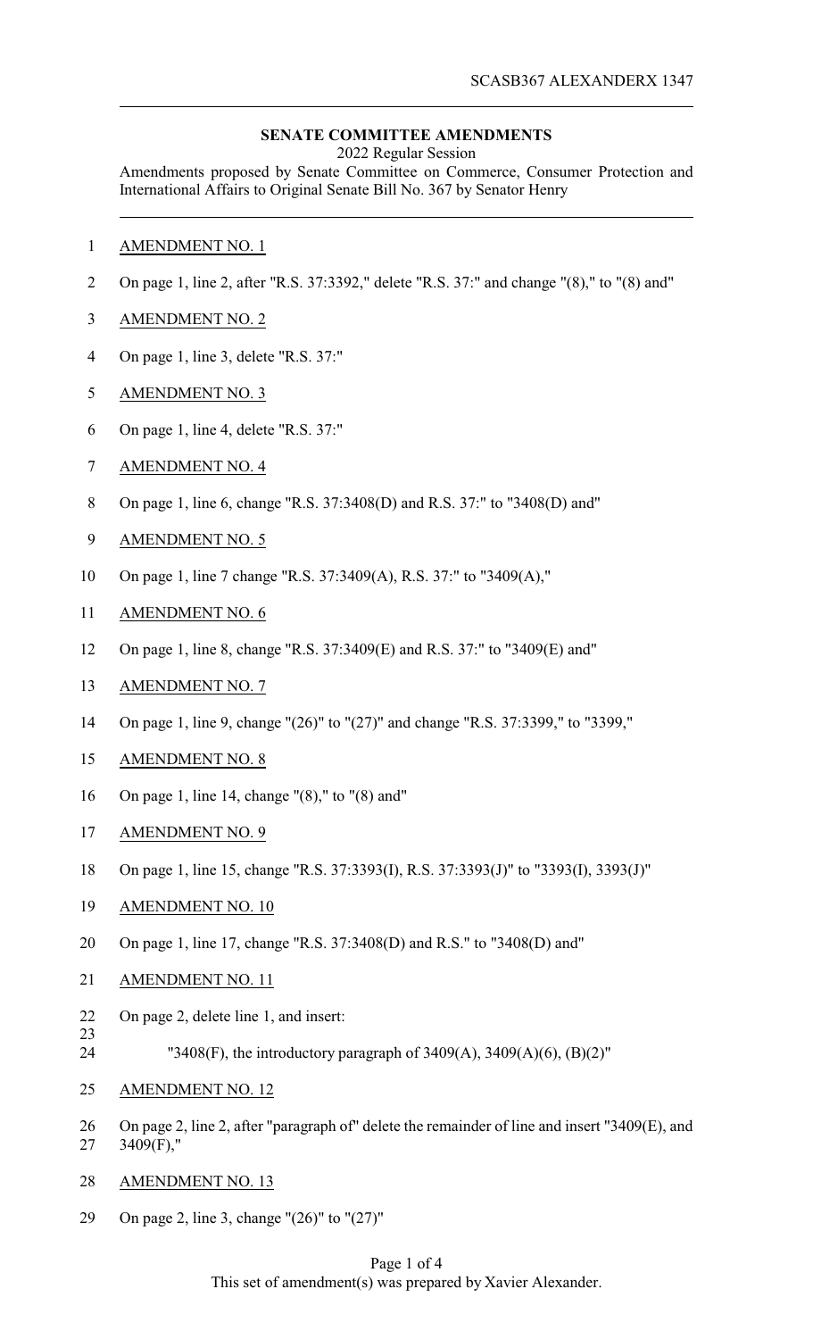SCASB367 ALEXANDERX 1347

**SENATE COMMITTEE AMENDMENTS**

2022 Regular Session

Amendments proposed by Senate Committee on Commerce, Consumer Protection and International Affairs to Original Senate Bill No. 367 by Senator Henry

AMENDMENT NO. 1

On page 1, line 2, after "R.S. 37:3392," delete "R.S. 37:" and change "(8)," to "(8) and"

AMENDMENT NO. 2

On page 1, line 3, delete "R.S. 37:"

AMENDMENT NO. 3

On page 1, line 4, delete "R.S. 37:"

AMENDMENT NO. 4

On page 1, line 6, change "R.S. 37:3408(D) and R.S. 37:" to "3408(D) and"

AMENDMENT NO. 5

On page 1, line 7 change "R.S. 37:3409(A), R.S. 37:" to "3409(A),"

AMENDMENT NO. 6

On page 1, line 8, change "R.S. 37:3409(E) and R.S. 37:" to "3409(E) and"

AMENDMENT NO. 7

On page 1, line 9, change "(26)" to "(27)" and change "R.S. 37:3399," to "3399,"

AMENDMENT NO. 8

On page 1, line 14, change "(8)," to "(8) and"

AMENDMENT NO. 9

On page 1, line 15, change "R.S. 37:3393(I), R.S. 37:3393(J)" to "3393(I), 3393(J)"

AMENDMENT NO. 10

On page 1, line 17, change "R.S. 37:3408(D) and R.S." to "3408(D) and"

AMENDMENT NO. 11

On page 2, delete line 1, and insert:

"3408(F), the introductory paragraph of 3409(A), 3409(A)(6), (B)(2)"

AMENDMENT NO. 12

On page 2, line 2, after "paragraph of" delete the remainder of line and insert "3409(E), and 3409(F),"

AMENDMENT NO. 13

On page 2, line 3, change "(26)" to "(27)"

This set of amendment(s) was prepared by Xavier Alexander.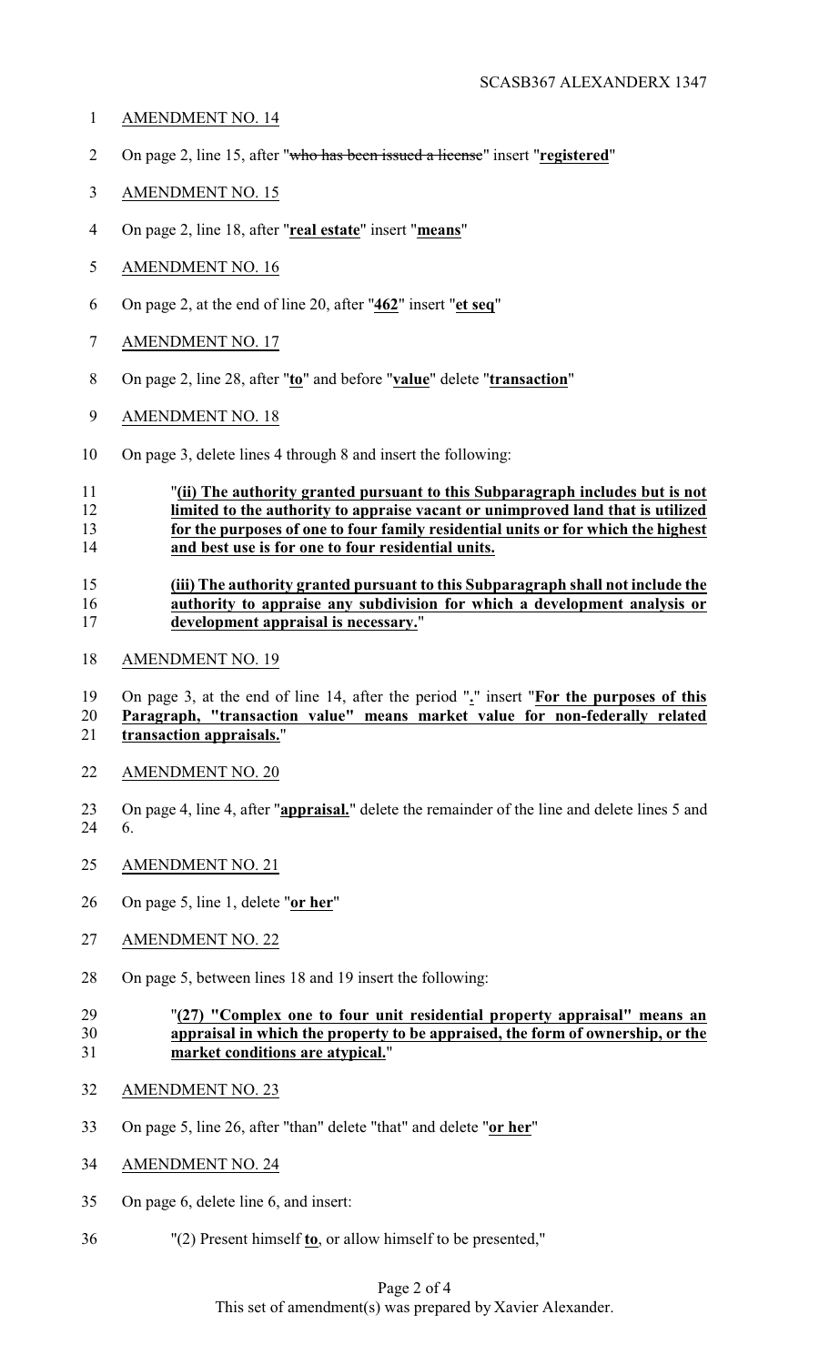AMENDMENT NO. 14

On page 2, line 15, after "~~who has been issued a license~~" insert "**registered**"

AMENDMENT NO. 15

On page 2, line 18, after "**real estate**" insert "**means**"

AMENDMENT NO. 16

On page 2, at the end of line 20, after "**462**" insert "**et seq**"

AMENDMENT NO. 17

On page 2, line 28, after "**to**" and before "**value**" delete "**transaction**"

AMENDMENT NO. 18

On page 3, delete lines 4 through 8 and insert the following:

"**(ii) The authority granted pursuant to this Subparagraph includes but is not limited to the authority to appraise vacant or unimproved land that is utilized for the purposes of one to four family residential units or for which the highest and best use is for one to four residential units.**

**(iii) The authority granted pursuant to this Subparagraph shall not include the authority to appraise any subdivision for which a development analysis or development appraisal is necessary.**"

AMENDMENT NO. 19

On page 3, at the end of line 14, after the period "**.**" insert "**For the purposes of this Paragraph, "transaction value" means market value for non-federally related transaction appraisals.**"

AMENDMENT NO. 20

On page 4, line 4, after "**appraisal.**" delete the remainder of the line and delete lines 5 and 6.

AMENDMENT NO. 21

On page 5, line 1, delete "**or her**"

AMENDMENT NO. 22

On page 5, between lines 18 and 19 insert the following:

"**(27) "Complex one to four unit residential property appraisal" means an appraisal in which the property to be appraised, the form of ownership, or the market conditions are atypical.**"

AMENDMENT NO. 23

On page 5, line 26, after "than" delete "that" and delete "**or her**"

AMENDMENT NO. 24

On page 6, delete line 6, and insert:

"(2) Present himself **to**, or allow himself to be presented,"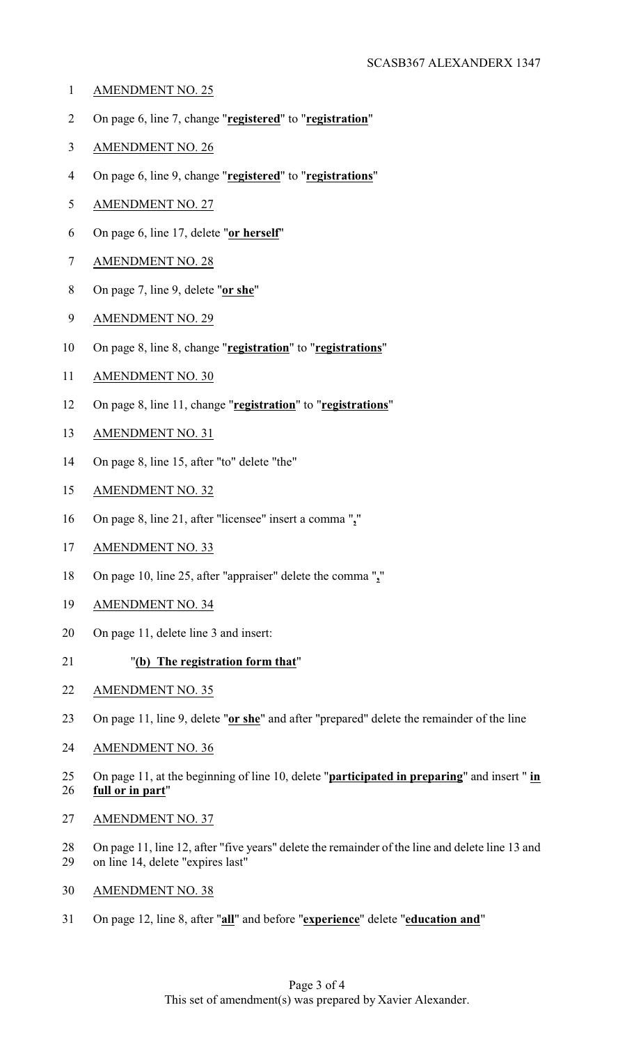AMENDMENT NO. 25

On page 6, line 7, change "**registered**" to "**registration**"

AMENDMENT NO. 26

On page 6, line 9, change "**registered**" to "**registrations**"

AMENDMENT NO. 27

On page 6, line 17, delete "**or herself**"

AMENDMENT NO. 28

On page 7, line 9, delete "**or she**"

AMENDMENT NO. 29

On page 8, line 8, change "**registration**" to "**registrations**"

AMENDMENT NO. 30

On page 8, line 11, change "**registration**" to "**registrations**"

AMENDMENT NO. 31

On page 8, line 15, after "to" delete "the"

AMENDMENT NO. 32

On page 8, line 21, after "licensee" insert a comma "**,**"

AMENDMENT NO. 33

On page 10, line 25, after "appraiser" delete the comma "**,**"

AMENDMENT NO. 34

On page 11, delete line 3 and insert:

"**(b) The registration form that**"

AMENDMENT NO. 35

On page 11, line 9, delete "**or she**" and after "prepared" delete the remainder of the line

AMENDMENT NO. 36

On page 11, at the beginning of line 10, delete "**participated in preparing**" and insert " **in full or in part**"

AMENDMENT NO. 37

On page 11, line 12, after "five years" delete the remainder of the line and delete line 13 and on line 14, delete "expires last"

AMENDMENT NO. 38

On page 12, line 8, after "**all**" and before "**experience**" delete "**education and**"

This set of amendment(s) was prepared by Xavier Alexander.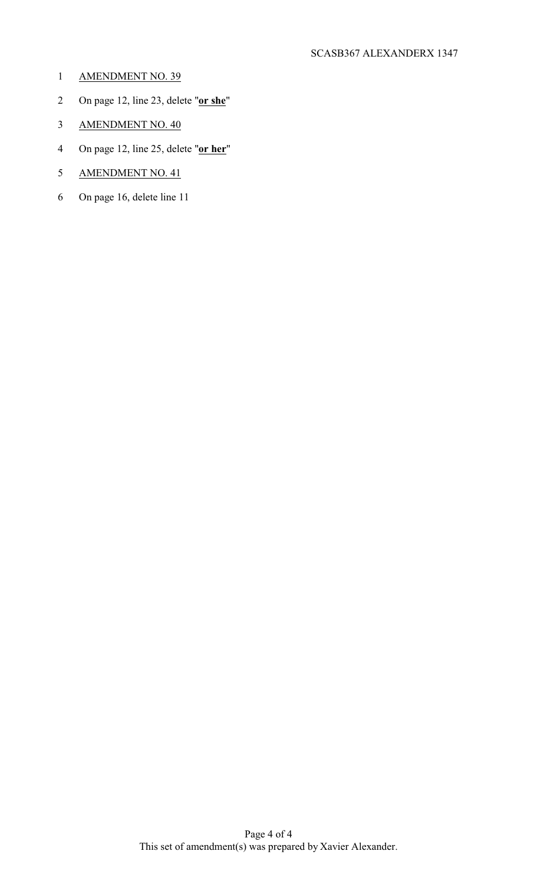AMENDMENT NO. 39

On page 12, line 23, delete "**or she**"

AMENDMENT NO. 40

On page 12, line 25, delete "**or her**"

AMENDMENT NO. 41

On page 16, delete line 11

This set of amendment(s) was prepared by Xavier Alexander.